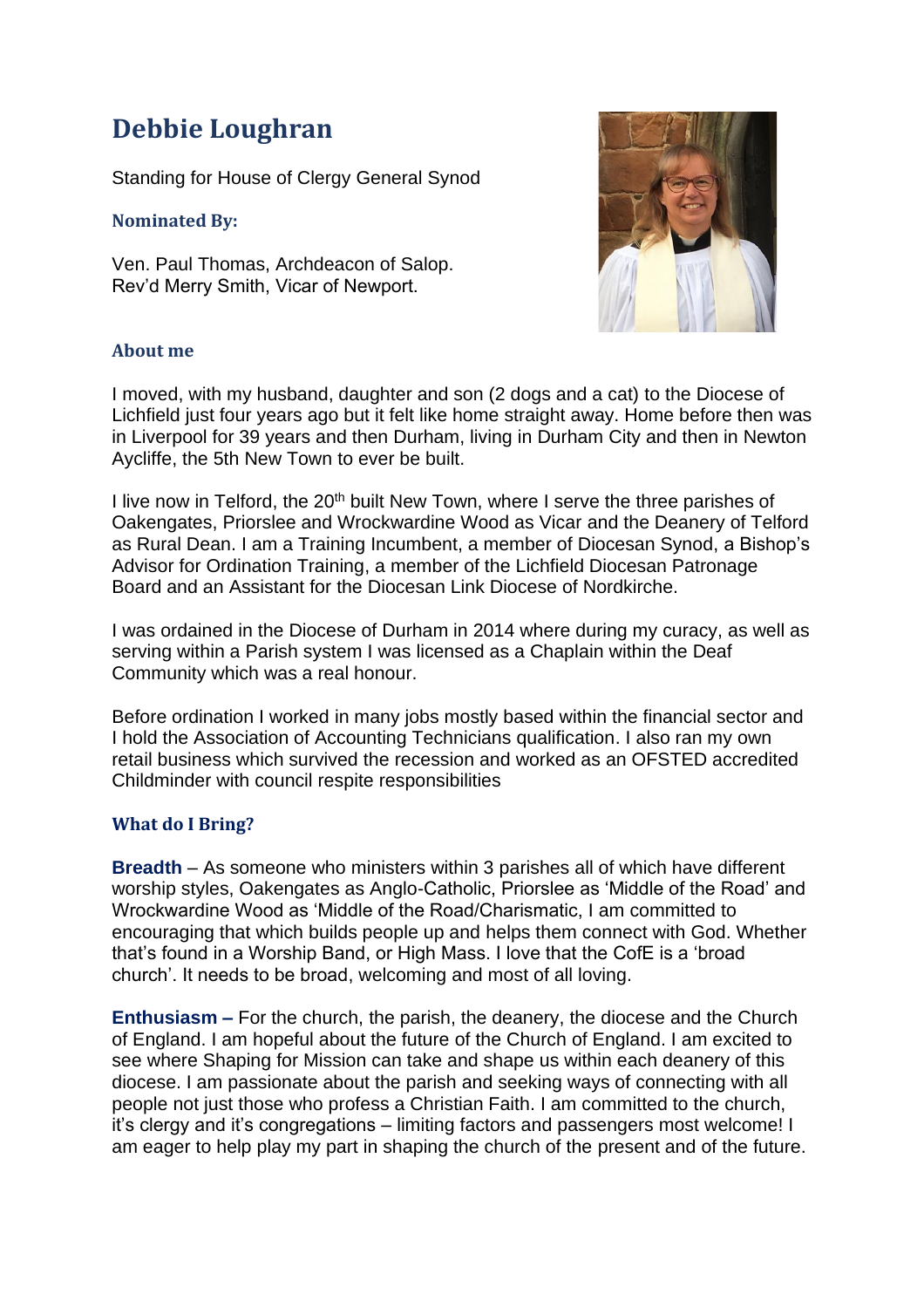# Debbie Loughran

Standing for House of Clergy General Synod

### Nominated By:

Ven. Paul Thomas, Archdeacon of Salop.
Rev'd Merry Smith, Vicar of Newport.

### About me

I moved, with my husband, daughter and son (2 dogs and a cat) to the Diocese of Lichfield just four years ago but it felt like home straight away. Home before then was in Liverpool for 39 years and then Durham, living in Durham City and then in Newton Aycliffe, the 5th New Town to ever be built.

I live now in Telford, the 20th built New Town, where I serve the three parishes of Oakengates, Priorslee and Wrockwardine Wood as Vicar and the Deanery of Telford as Rural Dean. I am a Training Incumbent, a member of Diocesan Synod, a Bishop's Advisor for Ordination Training, a member of the Lichfield Diocesan Patronage Board and an Assistant for the Diocesan Link Diocese of Nordkirche.

I was ordained in the Diocese of Durham in 2014 where during my curacy, as well as serving within a Parish system I was licensed as a Chaplain within the Deaf Community which was a real honour.

Before ordination I worked in many jobs mostly based within the financial sector and I hold the Association of Accounting Technicians qualification. I also ran my own retail business which survived the recession and worked as an OFSTED accredited Childminder with council respite responsibilities

### What do I Bring?

**Breadth** – As someone who ministers within 3 parishes all of which have different worship styles, Oakengates as Anglo-Catholic, Priorslee as 'Middle of the Road' and Wrockwardine Wood as 'Middle of the Road/Charismatic, I am committed to encouraging that which builds people up and helps them connect with God. Whether that's found in a Worship Band, or High Mass. I love that the CofE is a 'broad church'. It needs to be broad, welcoming and most of all loving.

**Enthusiasm –** For the church, the parish, the deanery, the diocese and the Church of England. I am hopeful about the future of the Church of England. I am excited to see where Shaping for Mission can take and shape us within each deanery of this diocese. I am passionate about the parish and seeking ways of connecting with all people not just those who profess a Christian Faith. I am committed to the church, it's clergy and it's congregations – limiting factors and passengers most welcome! I am eager to help play my part in shaping the church of the present and of the future.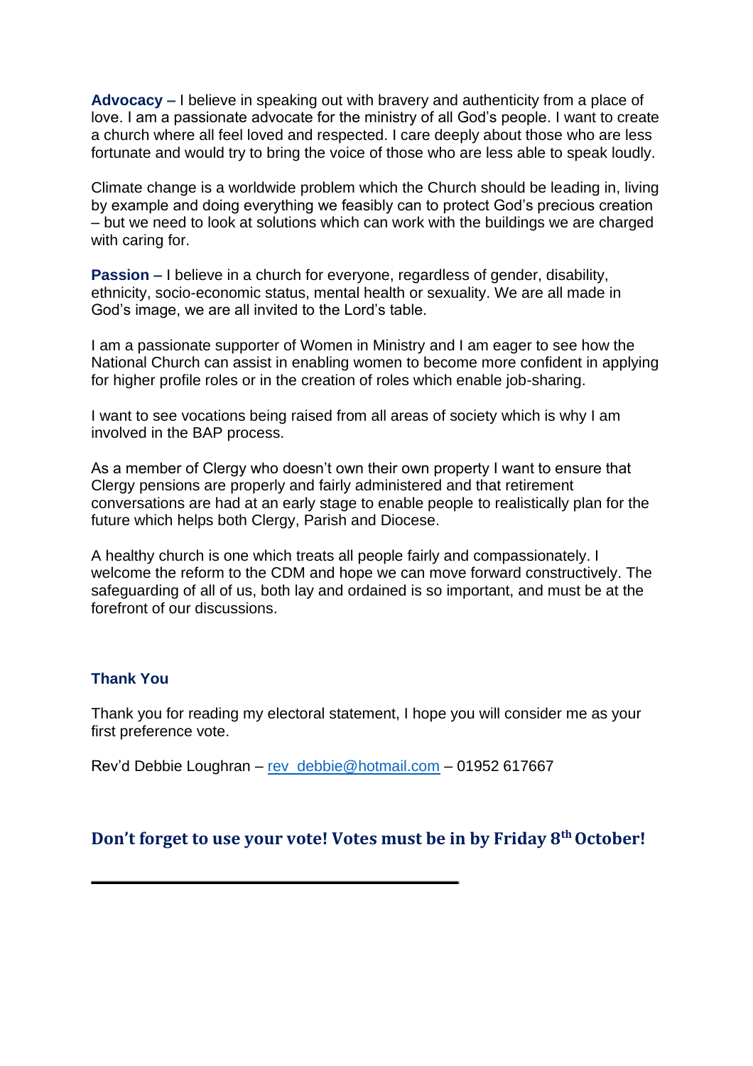**Advocacy –** I believe in speaking out with bravery and authenticity from a place of love. I am a passionate advocate for the ministry of all God's people. I want to create a church where all feel loved and respected. I care deeply about those who are less fortunate and would try to bring the voice of those who are less able to speak loudly.

Climate change is a worldwide problem which the Church should be leading in, living by example and doing everything we feasibly can to protect God's precious creation – but we need to look at solutions which can work with the buildings we are charged with caring for.

**Passion –** I believe in a church for everyone, regardless of gender, disability, ethnicity, socio-economic status, mental health or sexuality. We are all made in God's image, we are all invited to the Lord's table.

I am a passionate supporter of Women in Ministry and I am eager to see how the National Church can assist in enabling women to become more confident in applying for higher profile roles or in the creation of roles which enable job-sharing.

I want to see vocations being raised from all areas of society which is why I am involved in the BAP process.

As a member of Clergy who doesn't own their own property I want to ensure that Clergy pensions are properly and fairly administered and that retirement conversations are had at an early stage to enable people to realistically plan for the future which helps both Clergy, Parish and Diocese.

A healthy church is one which treats all people fairly and compassionately. I welcome the reform to the CDM and hope we can move forward constructively. The safeguarding of all of us, both lay and ordained is so important, and must be at the forefront of our discussions.

### Thank You

Thank you for reading my electoral statement, I hope you will consider me as your first preference vote.

Rev'd Debbie Loughran – [rev_debbie@hotmail.com](mailto:rev_debbie@hotmail.com) – 01952 617667

## Don't forget to use your vote! Votes must be in by Friday 8th October!

---